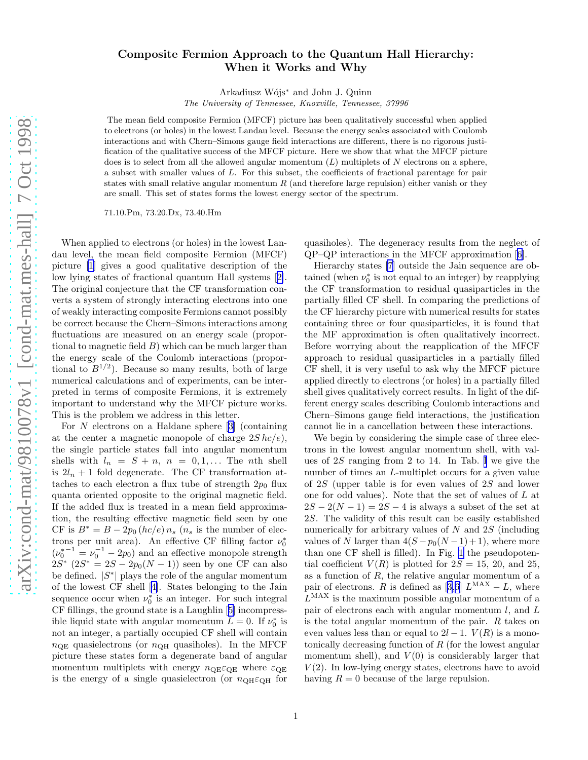# Composite Fermion Approach to the Quantum Hall Hierarchy: When it Works and Why

Arkadiusz Wójs* and John J. Quinn

*The University of Tennessee, Knoxville, Tennessee, 37996*

The mean field composite Fermion (MFCF) picture has been qualitatively successful when applied to electrons (or holes) in the lowest Landau level. Because the energy scales associated with Coulomb interactions and with Chern–Simons gauge field interactions are different, there is no rigorous justification of the qualitative success of the MFCF picture. Here we show that what the MFCF picture does is to select from all the allowed angular momentum ($L$) multiplets of $N$ electrons on a sphere, a subset with smaller values of $L$. For this subset, the coefficients of fractional parentage for pair states with small relative angular momentum $R$ (and therefore large repulsion) either vanish or they are small. This set of states forms the lowest energy sector of the spectrum.

71.10.Pm, 73.20.Dx, 73.40.Hm

When applied to electrons (or holes) in the lowest Landau level, the mean field composite Fermion (MFCF) picture [1] gives a good qualitative description of the low lying states of fractional quantum Hall systems [2]. The original conjecture that the CF transformation converts a system of strongly interacting electrons into one of weakly interacting composite Fermions cannot possibly be correct because the Chern–Simons interactions among fluctuations are measured on an energy scale (proportional to magnetic field $B$) which can be much larger than the energy scale of the Coulomb interactions (proportional to $B^{1/2}$). Because so many results, both of large numerical calculations and of experiments, can be interpreted in terms of composite Fermions, it is extremely important to understand why the MFCF picture works. This is the problem we address in this letter.

For $N$ electrons on a Haldane sphere [3] (containing at the center a magnetic monopole of charge $2S\,hc/e$), the single particle states fall into angular momentum shells with $l_n = S + n$, $n = 0, 1, \ldots$ The $n$th shell is $2l_n + 1$ fold degenerate. The CF transformation attaches to each electron a flux tube of strength $2p_0$ flux quanta oriented opposite to the original magnetic field. If the added flux is treated in a mean field approximation, the resulting effective magnetic field seen by one CF is $B^* = B - 2p_0\,(hc/e)\,n_s$ ($n_s$ is the number of electrons per unit area). An effective CF filling factor $\nu_0^*$ ($\nu_0^{*-1} = \nu_0^{-1} - 2p_0$) and an effective monopole strength $2S^*$ ($2S^* = 2S - 2p_0(N-1)$) seen by one CF can also be defined. $|S^*|$ plays the role of the angular momentum of the lowest CF shell [4]. States belonging to the Jain sequence occur when $\nu_0^*$ is an integer. For such integral CF fillings, the ground state is a Laughlin [5] incompressible liquid state with angular momentum $L = 0$. If $\nu_0^*$ is not an integer, a partially occupied CF shell will contain $n_{\rm QE}$ quasielectrons (or $n_{\rm QH}$ quasiholes). In the MFCF picture these states form a degenerate band of angular momentum multiplets with energy $n_{\rm QE}\varepsilon_{\rm QE}$ where $\varepsilon_{\rm QE}$ is the energy of a single quasielectron (or $n_{\rm QH}\varepsilon_{\rm QH}$ for quasiholes). The degeneracy results from the neglect of QP–QP interactions in the MFCF approximation [6].

Hierarchy states [7] outside the Jain sequence are obtained (when $\nu_0^*$ is not equal to an integer) by reapplying the CF transformation to residual quasiparticles in the partially filled CF shell. In comparing the predictions of the CF hierarchy picture with numerical results for states containing three or four quasiparticles, it is found that the MF approximation is often qualitatively incorrect. Before worrying about the reapplication of the MFCF approach to residual quasiparticles in a partially filled CF shell, it is very useful to ask why the MFCF picture applied directly to electrons (or holes) in a partially filled shell gives qualitatively correct results. In light of the different energy scales describing Coulomb interactions and Chern–Simons gauge field interactions, the justification cannot lie in a cancellation between these interactions.

We begin by considering the simple case of three electrons in the lowest angular momentum shell, with values of $2S$ ranging from 2 to 14. In Tab. I we give the number of times an $L$-multiplet occurs for a given value of $2S$ (upper table is for even values of $2S$ and lower one for odd values). Note that the set of values of $L$ at $2S - 2(N-1) = 2S - 4$ is always a subset of the set at $2S$. The validity of this result can be easily established numerically for arbitrary values of $N$ and $2S$ (including values of $N$ larger than $4(S - p_0(N-1) + 1)$, where more than one CF shell is filled). In Fig. 1 the pseudopotential coefficient $V(R)$ is plotted for $2S = 15$, 20, and 25, as a function of $R$, the relative angular momentum of a pair of electrons. $R$ is defined as [3,6] $L^{\rm MAX} - L$, where $L^{\rm MAX}$ is the maximum possible angular momentum of a pair of electrons each with angular momentum $l$, and $L$ is the total angular momentum of the pair. $R$ takes on even values less than or equal to $2l - 1$. $V(R)$ is a monotonically decreasing function of $R$ (for the lowest angular momentum shell), and $V(0)$ is considerably larger that $V(2)$. In low-lying energy states, electrons have to avoid having $R = 0$ because of the large repulsion.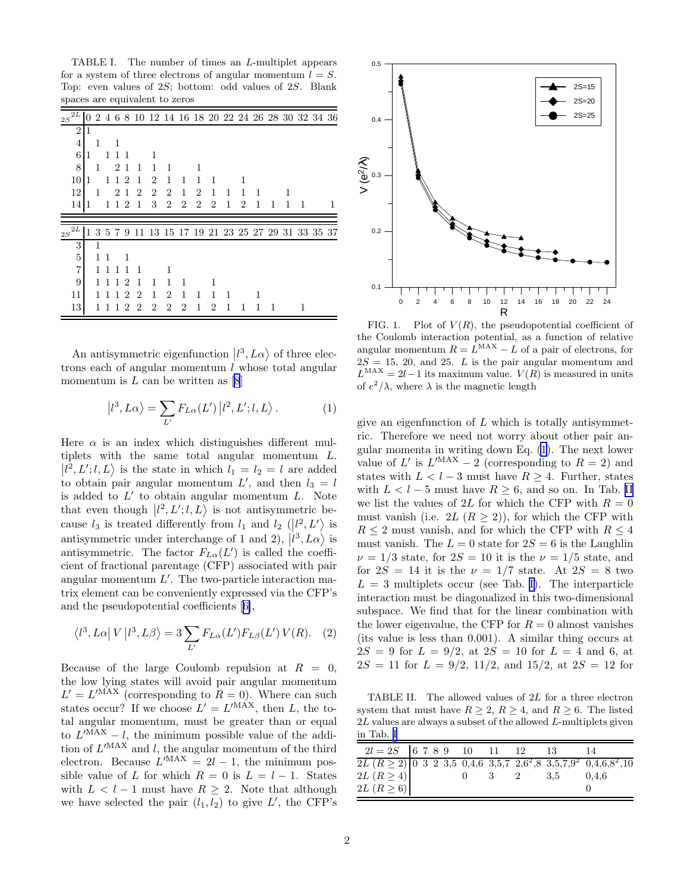TABLE I. The number of times an $L$-multiplet appears for a system of three electrons of angular momentum $l = S$. Top: even values of $2S$; bottom: odd values of $2S$. Blank spaces are equivalent to zeros

| $2S$ \ $2L$ | 0 | 2 | 4 | 6 | 8 | 10 | 12 | 14 | 16 | 18 | 20 | 22 | 24 | 26 | 28 | 30 | 32 | 34 | 36 |
|---|---|---|---|---|---|---|---|---|---|---|---|---|---|---|---|---|---|---|---|
| 2 | 1 | | | | | | | | | | | | | | | | | | |
| 4 | | 1 | | 1 | | | | | | | | | | | | | | | |
| 6 | 1 | | 1 | 1 | 1 | | 1 | | | | | | | | | | | | |
| 8 | | 1 | | 2 | 1 | 1 | 1 | 1 | | 1 | | | | | | | | | |
| 10 | 1 | | 1 | 1 | 2 | 1 | 2 | 1 | 1 | 1 | 1 | | 1 | | | | | | |
| 12 | | 1 | | 2 | 1 | 2 | 2 | 2 | 1 | 2 | 1 | 1 | 1 | 1 | | 1 | | | |
| 14 | 1 | | 1 | 1 | 2 | 1 | 3 | 2 | 2 | 2 | 2 | 1 | 2 | 1 | 1 | 1 | 1 | | 1 |

| $2S$ \ $2L$ | 1 | 3 | 5 | 7 | 9 | 11 | 13 | 15 | 17 | 19 | 21 | 23 | 25 | 27 | 29 | 31 | 33 | 35 | 37 |
|---|---|---|---|---|---|---|---|---|---|---|---|---|---|---|---|---|---|---|---|
| 3 | | 1 | | | | | | | | | | | | | | | | | |
| 5 | | 1 | 1 | | 1 | | | | | | | | | | | | | | |
| 7 | | 1 | 1 | 1 | 1 | 1 | | 1 | | | | | | | | | | | |
| 9 | | 1 | 1 | 1 | 2 | 1 | 1 | 1 | 1 | | 1 | | | | | | | | |
| 11 | | 1 | 1 | 1 | 2 | 2 | 1 | 2 | 1 | 1 | 1 | 1 | | 1 | | | | | |
| 13 | | 1 | 1 | 1 | 2 | 2 | 2 | 2 | 2 | 1 | 2 | 1 | 1 | 1 | 1 | | 1 | | |

An antisymmetric eigenfunction $|l^3, L\alpha\rangle$ of three electrons each of angular momentum $l$ whose total angular momentum is $L$ can be written as [8]

$$|l^3, L\alpha\rangle = \sum_{L'} F_{L\alpha}(L')\, |l^2, L'; l, L\rangle . \tag{1}$$

Here $\alpha$ is an index which distinguishes different multiplets with the same total angular momentum $L$. $|l^2, L'; l, L\rangle$ is the state in which $l_1 = l_2 = l$ are added to obtain pair angular momentum $L'$, and then $l_3 = l$ is added to $L'$ to obtain angular momentum $L$. Note that even though $|l^2, L'; l, L\rangle$ is not antisymmetric because $l_3$ is treated differently from $l_1$ and $l_2$ ($|l^2, L'\rangle$ is antisymmetric under interchange of 1 and 2), $|l^3, L\alpha\rangle$ is antisymmetric. The factor $F_{L\alpha}(L')$ is called the coefficient of fractional parentage (CFP) associated with pair angular momentum $L'$. The two-particle interaction matrix element can be conveniently expressed via the CFP's and the pseudopotential coefficients [6],

$$\langle l^3, L\alpha|\, V\, |l^3, L\beta\rangle = 3 \sum_{L'} F_{L\alpha}(L') F_{L\beta}(L')\, V(R). \tag{2}$$

Because of the large Coulomb repulsion at $R = 0$, the low lying states will avoid pair angular momentum $L' = L'^{\rm MAX}$ (corresponding to $R = 0$). Where can such states occur? If we choose $L' = L'^{\rm MAX}$, then $L$, the total angular momentum, must be greater than or equal to $L'^{\rm MAX} - l$, the minimum possible value of the addition of $L'^{\rm MAX}$ and $l$, the angular momentum of the third electron. Because $L'^{\rm MAX} = 2l - 1$, the minimum possible value of $L$ for which $R = 0$ is $L = l - 1$. States with $L < l - 1$ must have $R \geq 2$. Note that although we have selected the pair $(l_1, l_2)$ to give $L'$, the CFP's give an eigenfunction of $L$ which is totally antisymmetric. Therefore we need not worry about other pair angular momenta in writing down Eq. (1). The next lower value of $L'$ is $L'^{\rm MAX} - 2$ (corresponding to $R = 2$) and states with $L < l - 3$ must have $R \geq 4$. Further, states with $L < l - 5$ must have $R \geq 6$, and so on. In Tab. II we list the values of $2L$ for which the CFP with $R = 0$ must vanish (i.e. $2L$ $(R \geq 2)$), for which the CFP with $R \leq 2$ must vanish, and for which the CFP with $R \leq 4$ must vanish. The $L = 0$ state for $2S = 6$ is the Laughlin $\nu = 1/3$ state, for $2S = 10$ it is the $\nu = 1/5$ state, and for $2S = 14$ it is the $\nu = 1/7$ state. At $2S = 8$ two $L = 3$ multiplets occur (see Tab. I). The interparticle interaction must be diagonalized in this two-dimensional subspace. We find that for the linear combination with the lower eigenvalue, the CFP for $R = 0$ almost vanishes (its value is less than 0.001). A similar thing occurs at $2S = 9$ for $L = 9/2$, at $2S = 10$ for $L = 4$ and 6, at $2S = 11$ for $L = 9/2$, $11/2$, and $15/2$, at $2S = 12$ for

FIG. 1. Plot of $V(R)$, the pseudopotential coefficient of the Coulomb interaction potential, as a function of relative angular momentum $R = L^{\rm MAX} - L$ of a pair of electrons, for $2S = 15$, 20, and 25. $L$ is the pair angular momentum and $L^{\rm MAX} = 2l - 1$ its maximum value. $V(R)$ is measured in units of $e^2/\lambda$, where $\lambda$ is the magnetic length

TABLE II. The allowed values of $2L$ for a three electron system that must have $R \geq 2$, $R \geq 4$, and $R \geq 6$. The listed $2L$ values are always a subset of the allowed $L$-multiplets given in Tab. I

| $2l = 2S$ | 6 | 7 | 8 | 9 | 10 | 11 | 12 | 13 | 14 |
|---|---|---|---|---|---|---|---|---|---|
| $2L$ $(R \geq 2)$ | 0 | 3 | 2 | 3,5 | 0,4,6 | 3,5,7 | $2,6^2,8$ | $3,5,7,9^2$ | $0,4,6,8^2,10$ |
| $2L$ $(R \geq 4)$ | | | | | 0 | 3 | 2 | 3,5 | 0,4,6 |
| $2L$ $(R \geq 6)$ | | | | | | | | | 0 |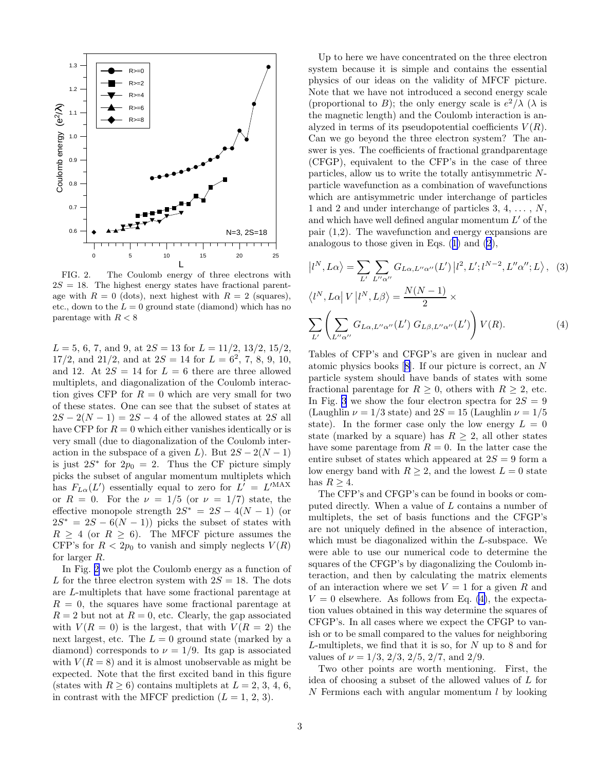FIG. 2. The Coulomb energy of three electrons with $2S = 18$. The highest energy states have fractional parentage with $R = 0$ (dots), next highest with $R = 2$ (squares), etc., down to the $L = 0$ ground state (diamond) which has no parentage with $R < 8$

$L = 5$, 6, 7, and 9, at $2S = 13$ for $L = 11/2$, $13/2$, $15/2$, $17/2$, and $21/2$, and at $2S = 14$ for $L = 6^2$, 7, 8, 9, 10, and 12. At $2S = 14$ for $L = 6$ there are three allowed multiplets, and diagonalization of the Coulomb interaction gives CFP for $R = 0$ which are very small for two of these states. One can see that the subset of states at $2S - 2(N-1) = 2S - 4$ of the allowed states at $2S$ all have CFP for $R = 0$ which either vanishes identically or is very small (due to diagonalization of the Coulomb interaction in the subspace of a given $L$). But $2S - 2(N-1)$ is just $2S^*$ for $2p_0 = 2$. Thus the CF picture simply picks the subset of angular momentum multiplets which has $F_{L\alpha}(L')$ essentially equal to zero for $L' = L'^{\rm MAX}$ or $R = 0$. For the $\nu = 1/5$ (or $\nu = 1/7$) state, the effective monopole strength $2S^* = 2S - 4(N-1)$ (or $2S^* = 2S - 6(N-1)$) picks the subset of states with $R \geq 4$ (or $R \geq 6$). The MFCF picture assumes the CFP's for $R < 2p_0$ to vanish and simply neglects $V(R)$ for larger $R$.

In Fig. 2 we plot the Coulomb energy as a function of $L$ for the three electron system with $2S = 18$. The dots are $L$-multiplets that have some fractional parentage at $R = 0$, the squares have some fractional parentage at $R = 2$ but not at $R = 0$, etc. Clearly, the gap associated with $V(R = 0)$ is the largest, that with $V(R = 2)$ the next largest, etc. The $L = 0$ ground state (marked by a diamond) corresponds to $\nu = 1/9$. Its gap is associated with $V(R = 8)$ and it is almost unobservable as might be expected. Note that the first excited band in this figure (states with $R \geq 6$) contains multiplets at $L = 2$, 3, 4, 6, in contrast with the MFCF prediction ($L = 1$, 2, 3).

Up to here we have concentrated on the three electron system because it is simple and contains the essential physics of our ideas on the validity of MFCF picture. Note that we have not introduced a second energy scale (proportional to $B$); the only energy scale is $e^2/\lambda$ ($\lambda$ is the magnetic length) and the Coulomb interaction is analyzed in terms of its pseudopotential coefficients $V(R)$. Can we go beyond the three electron system? The answer is yes. The coefficients of fractional grandparentage (CFGP), equivalent to the CFP's in the case of three particles, allow us to write the totally antisymmetric $N$-particle wavefunction as a combination of wavefunctions which are antisymmetric under interchange of particles 1 and 2 and under interchange of particles 3, 4, ..., $N$, and which have well defined angular momentum $L'$ of the pair (1,2). The wavefunction and energy expansions are analogous to those given in Eqs. (1) and (2),

$$\left|l^N, L\alpha\right\rangle = \sum_{L'} \sum_{L''\alpha''} G_{L\alpha,L''\alpha''}(L') \left|l^2, L'; l^{N-2}, L''\alpha''; L\right\rangle, \quad (3)$$

$$\left\langle l^N, L\alpha\right| V \left|l^N, L\beta\right\rangle = \frac{N(N-1)}{2} \times \sum_{L'} \left( \sum_{L''\alpha''} G_{L\alpha,L''\alpha''}(L')\, G_{L\beta,L''\alpha''}(L') \right) V(R). \quad (4)$$

Tables of CFP's and CFGP's are given in nuclear and atomic physics books [8]. If our picture is correct, an $N$ particle system should have bands of states with some fractional parentage for $R \geq 0$, others with $R \geq 2$, etc. In Fig. 3 we show the four electron spectra for $2S = 9$ (Laughlin $\nu = 1/3$ state) and $2S = 15$ (Laughlin $\nu = 1/5$ state). In the former case only the low energy $L = 0$ state (marked by a square) has $R \geq 2$, all other states have some parentage from $R = 0$. In the latter case the entire subset of states which appeared at $2S = 9$ form a low energy band with $R \geq 2$, and the lowest $L = 0$ state has $R \geq 4$.

The CFP's and CFGP's can be found in books or computed directly. When a value of $L$ contains a number of multiplets, the set of basis functions and the CFGP's are not uniquely defined in the absence of interaction, which must be diagonalized within the $L$-subspace. We were able to use our numerical code to determine the squares of the CFGP's by diagonalizing the Coulomb interaction, and then by calculating the matrix elements of an interaction where we set $V = 1$ for a given $R$ and $V = 0$ elsewhere. As follows from Eq. (4), the expectation values obtained in this way determine the squares of CFGP's. In all cases where we expect the CFGP to vanish or to be small compared to the values for neighboring $L$-multiplets, we find that it is so, for $N$ up to 8 and for values of $\nu = 1/3$, $2/3$, $2/5$, $2/7$, and $2/9$.

Two other points are worth mentioning. First, the idea of choosing a subset of the allowed values of $L$ for $N$ Fermions each with angular momentum $l$ by looking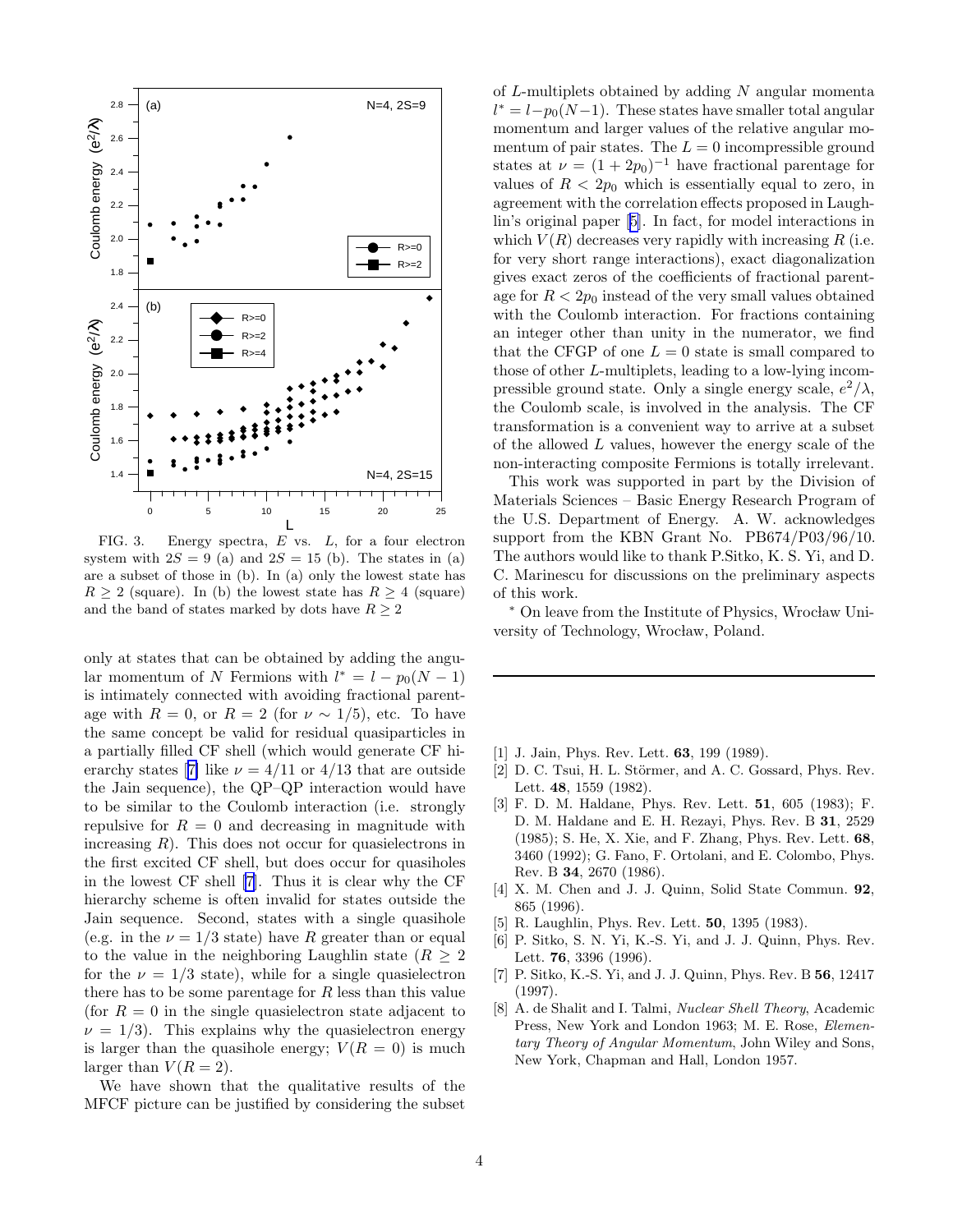(a)

N=4, 2S=9

Coulomb energy $(e^2/\lambda)$

2.8
2.6
2.4
2.2
2.0
1.8

R>=0
R>=2

(b)

R>=0
R>=2
R>=4

Coulomb energy $(e^2/\lambda)$

2.4
2.2
2.0
1.8
1.6
1.4

N=4, 2S=15

0 5 10 15 20 25

L

FIG. 3. Energy spectra, $E$ vs. $L$, for a four electron system with $2S = 9$ (a) and $2S = 15$ (b). The states in (a) are a subset of those in (b). In (a) only the lowest state has $R \geq 2$ (square). In (b) the lowest state has $R \geq 4$ (square) and the band of states marked by dots have $R \geq 2$

only at states that can be obtained by adding the angular momentum of $N$ Fermions with $l^* = l - p_0(N-1)$ is intimately connected with avoiding fractional parentage with $R = 0$, or $R = 2$ (for $\nu \sim 1/5$), etc. To have the same concept be valid for residual quasiparticles in a partially filled CF shell (which would generate CF hierarchy states [7] like $\nu = 4/11$ or $4/13$ that are outside the Jain sequence), the QP–QP interaction would have to be similar to the Coulomb interaction (i.e. strongly repulsive for $R = 0$ and decreasing in magnitude with increasing $R$). This does not occur for quasielectrons in the first excited CF shell, but does occur for quasiholes in the lowest CF shell [7]. Thus it is clear why the CF hierarchy scheme is often invalid for states outside the Jain sequence. Second, states with a single quasihole (e.g. in the $\nu = 1/3$ state) have $R$ greater than or equal to the value in the neighboring Laughlin state ($R \geq 2$ for the $\nu = 1/3$ state), while for a single quasielectron there has to be some parentage for $R$ less than this value (for $R = 0$ in the single quasielectron state adjacent to $\nu = 1/3$). This explains why the quasielectron energy is larger than the quasihole energy; $V(R = 0)$ is much larger than $V(R = 2)$.

We have shown that the qualitative results of the MFCF picture can be justified by considering the subset of $L$-multiplets obtained by adding $N$ angular momenta $l^* = l - p_0(N-1)$. These states have smaller total angular momentum and larger values of the relative angular momentum of pair states. The $L = 0$ incompressible ground states at $\nu = (1 + 2p_0)^{-1}$ have fractional parentage for values of $R < 2p_0$ which is essentially equal to zero, in agreement with the correlation effects proposed in Laughlin's original paper [5]. In fact, for model interactions in which $V(R)$ decreases very rapidly with increasing $R$ (i.e. for very short range interactions), exact diagonalization gives exact zeros of the coefficients of fractional parentage for $R < 2p_0$ instead of the very small values obtained with the Coulomb interaction. For fractions containing an integer other than unity in the numerator, we find that the CFGP of one $L = 0$ state is small compared to those of other $L$-multiplets, leading to a low-lying incompressible ground state. Only a single energy scale, $e^2/\lambda$, the Coulomb scale, is involved in the analysis. The CF transformation is a convenient way to arrive at a subset of the allowed $L$ values, however the energy scale of the non-interacting composite Fermions is totally irrelevant.

This work was supported in part by the Division of Materials Sciences – Basic Energy Research Program of the U.S. Department of Energy. A. W. acknowledges support from the KBN Grant No. PB674/P03/96/10. The authors would like to thank P.Sitko, K. S. Yi, and D. C. Marinescu for discussions on the preliminary aspects of this work.

* On leave from the Institute of Physics, Wrocław University of Technology, Wrocław, Poland.

---

[1] J. Jain, Phys. Rev. Lett. **63**, 199 (1989).
[2] D. C. Tsui, H. L. Störmer, and A. C. Gossard, Phys. Rev. Lett. **48**, 1559 (1982).
[3] F. D. M. Haldane, Phys. Rev. Lett. **51**, 605 (1983); F. D. M. Haldane and E. H. Rezayi, Phys. Rev. B **31**, 2529 (1985); S. He, X. Xie, and F. Zhang, Phys. Rev. Lett. **68**, 3460 (1992); G. Fano, F. Ortolani, and E. Colombo, Phys. Rev. B **34**, 2670 (1986).
[4] X. M. Chen and J. J. Quinn, Solid State Commun. **92**, 865 (1996).
[5] R. Laughlin, Phys. Rev. Lett. **50**, 1395 (1983).
[6] P. Sitko, S. N. Yi, K.-S. Yi, and J. J. Quinn, Phys. Rev. Lett. **76**, 3396 (1996).
[7] P. Sitko, K.-S. Yi, and J. J. Quinn, Phys. Rev. B **56**, 12417 (1997).
[8] A. de Shalit and I. Talmi, *Nuclear Shell Theory*, Academic Press, New York and London 1963; M. E. Rose, *Elementary Theory of Angular Momentum*, John Wiley and Sons, New York, Chapman and Hall, London 1957.